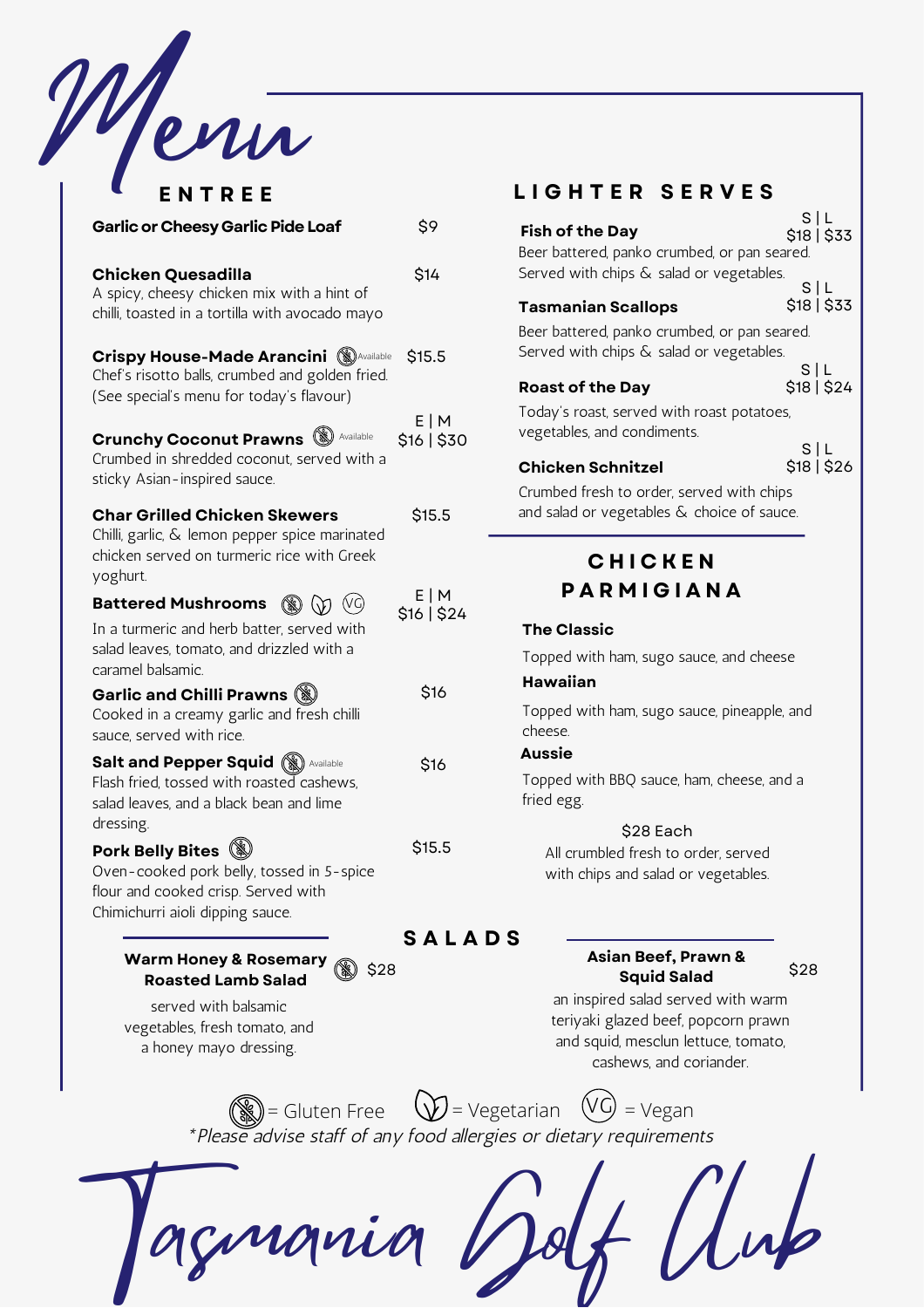# Menu

## ENTREE

**Garlic or Cheesy Garlic Pide Loaf** $9

**Chicken Quesadilla** $14
A spicy, cheesy chicken mix with a hint of chilli, toasted in a tortilla with avocado mayo

**Crispy House-Made Arancini** (Gluten Free Available) $15.5
Chef's risotto balls, crumbed and golden fried. (See special's menu for today's flavour)

**Crunchy Coconut Prawns** (Gluten Free Available) E | M $16 | $30
Crumbed in shredded coconut, served with a sticky Asian-inspired sauce.

**Char Grilled Chicken Skewers** $15.5
Chilli, garlic, & lemon pepper spice marinated chicken served on turmeric rice with Greek yoghurt.

**Battered Mushrooms** (Gluten Free) (Vegetarian) (VG) E | M $16 | $24
In a turmeric and herb batter, served with salad leaves, tomato, and drizzled with a caramel balsamic.

**Garlic and Chilli Prawns** (Gluten Free) $16
Cooked in a creamy garlic and fresh chilli sauce, served with rice.

**Salt and Pepper Squid** (Gluten Free Available) $16
Flash fried, tossed with roasted cashews, salad leaves, and a black bean and lime dressing.

**Pork Belly Bites** (Gluten Free) $15.5
Oven-cooked pork belly, tossed in 5-spice flour and cooked crisp. Served with Chimichurri aioli dipping sauce.

## LIGHTER SERVES

**Fish of the Day** S | L $18 | $33
Beer battered, panko crumbed, or pan seared. Served with chips & salad or vegetables.

**Tasmanian Scallops** S | L $18 | $33
Beer battered, panko crumbed, or pan seared. Served with chips & salad or vegetables.

**Roast of the Day** S | L $18 | $24
Today's roast, served with roast potatoes, vegetables, and condiments.

**Chicken Schnitzel** S | L $18 | $26
Crumbed fresh to order, served with chips and salad or vegetables & choice of sauce.

## CHICKEN PARMIGIANA

**The Classic**
Topped with ham, sugo sauce, and cheese

**Hawaiian**
Topped with ham, sugo sauce, pineapple, and cheese.

**Aussie**
Topped with BBQ sauce, ham, cheese, and a fried egg.

$28 Each
All crumbled fresh to order, served with chips and salad or vegetables.

## SALADS

**Warm Honey & Rosemary Roasted Lamb Salad** (Gluten Free) $28
served with balsamic vegetables, fresh tomato, and a honey mayo dressing.

**Asian Beef, Prawn & Squid Salad** $28
an inspired salad served with warm teriyaki glazed beef, popcorn prawn and squid, mesclun lettuce, tomato, cashews, and coriander.

(GF) = Gluten Free (V) = Vegetarian (VG) = Vegan

*Please advise staff of any food allergies or dietary requirements

Tasmania Golf Club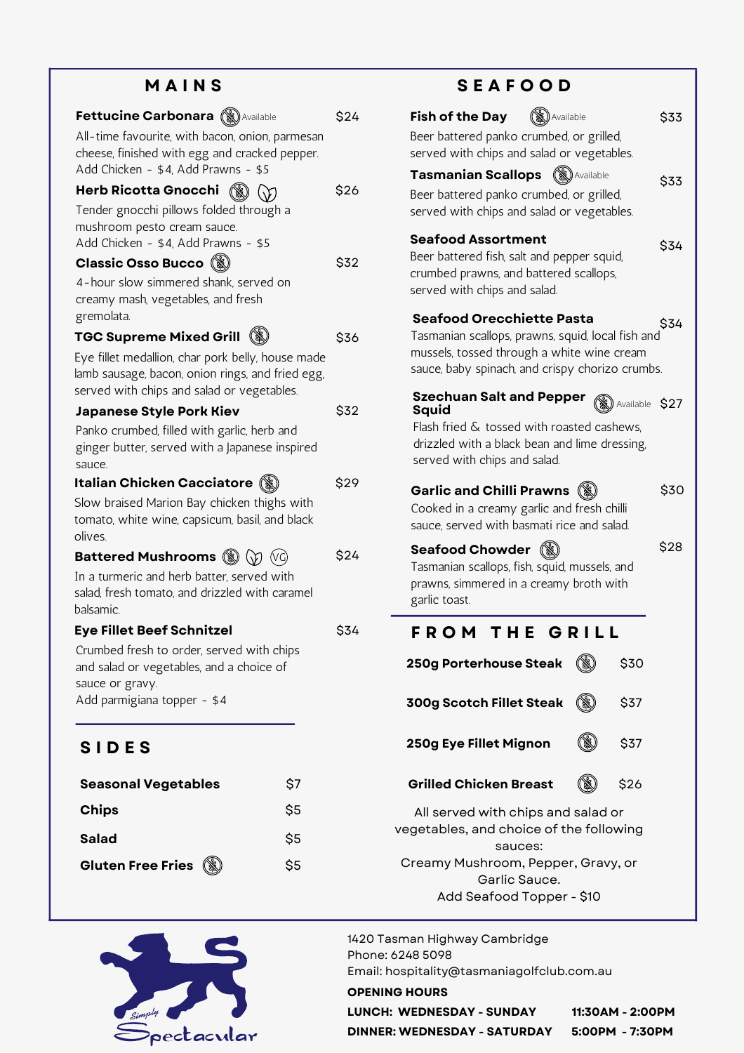## MAINS

**Fettucine Carbonara** (GF Available) — $24
All-time favourite, with bacon, onion, parmesan cheese, finished with egg and cracked pepper.
Add Chicken - $4, Add Prawns - $5

**Herb Ricotta Gnocchi** (GF) (V) — $26
Tender gnocchi pillows folded through a mushroom pesto cream sauce.
Add Chicken - $4, Add Prawns - $5

**Classic Osso Bucco** (GF) — $32
4-hour slow simmered shank, served on creamy mash, vegetables, and fresh gremolata.

**TGC Supreme Mixed Grill** (GF) — $36
Eye fillet medallion, char pork belly, house made lamb sausage, bacon, onion rings, and fried egg, served with chips and salad or vegetables.

**Japanese Style Pork Kiev** — $32
Panko crumbed, filled with garlic, herb and ginger butter, served with a Japanese inspired sauce.

**Italian Chicken Cacciatore** (GF) — $29
Slow braised Marion Bay chicken thighs with tomato, white wine, capsicum, basil, and black olives.

**Battered Mushrooms** (GF) (V) (VG) — $24
In a turmeric and herb batter, served with salad, fresh tomato, and drizzled with caramel balsamic.

**Eye Fillet Beef Schnitzel** — $34
Crumbed fresh to order, served with chips and salad or vegetables, and a choice of sauce or gravy.
Add parmigiana topper - $4

## SIDES

| | |
|---|---|
| **Seasonal Vegetables** | $7 |
| **Chips** | $5 |
| **Salad** | $5 |
| **Gluten Free Fries** (GF) | $5 |

## SEAFOOD

**Fish of the Day** (GF Available) — $33
Beer battered panko crumbed, or grilled, served with chips and salad or vegetables.

**Tasmanian Scallops** (GF Available) — $33
Beer battered panko crumbed, or grilled, served with chips and salad or vegetables.

**Seafood Assortment** — $34
Beer battered fish, salt and pepper squid, crumbed prawns, and battered scallops, served with chips and salad.

**Seafood Orecchiette Pasta** — $34
Tasmanian scallops, prawns, squid, local fish and mussels, tossed through a white wine cream sauce, baby spinach, and crispy chorizo crumbs.

**Szechuan Salt and Pepper Squid** (GF Available) — $27
Flash fried & tossed with roasted cashews, drizzled with a black bean and lime dressing, served with chips and salad.

**Garlic and Chilli Prawns** (GF) — $30
Cooked in a creamy garlic and fresh chilli sauce, served with basmati rice and salad.

**Seafood Chowder** (GF) — $28
Tasmanian scallops, fish, squid, mussels, and prawns, simmered in a creamy broth with garlic toast.

## FROM THE GRILL

| | |
|---|---|
| **250g Porterhouse Steak** (GF) | $30 |
| **300g Scotch Fillet Steak** (GF) | $37 |
| **250g Eye Fillet Mignon** (GF) | $37 |
| **Grilled Chicken Breast** (GF) | $26 |

All served with chips and salad or vegetables, and choice of the following sauces:
Creamy Mushroom, Pepper, Gravy, or Garlic Sauce.
Add Seafood Topper - $10

Simply Spectacular

1420 Tasman Highway Cambridge
Phone: 6248 5098
Email: hospitality@tasmaniagolfclub.com.au

**OPENING HOURS**

**LUNCH: WEDNESDAY - SUNDAY** 11:30AM - 2:00PM
**DINNER: WEDNESDAY - SATURDAY** 5:00PM - 7:30PM